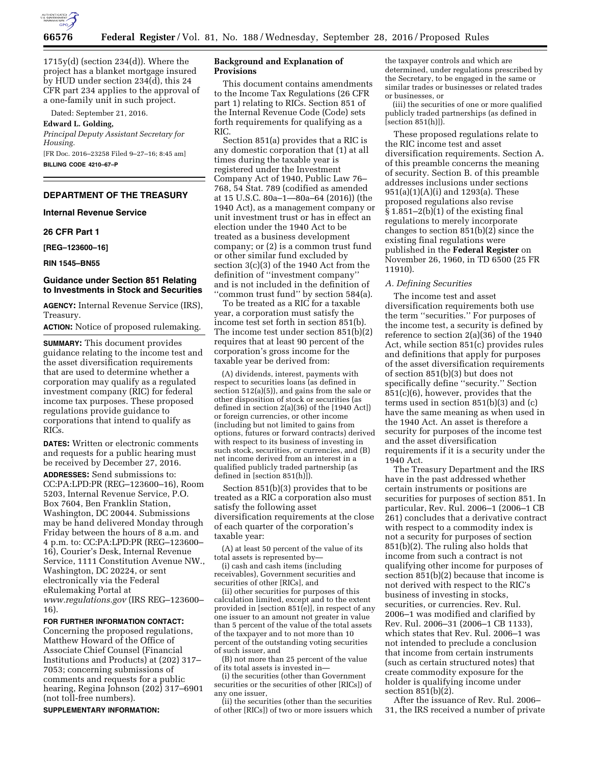1715y(d) (section 234(d)). Where the project has a blanket mortgage insured by HUD under section 234(d), this 24 CFR part 234 applies to the approval of a one-family unit in such project.

Dated: September 21, 2016.

**Edward L. Golding,**

*Principal Deputy Assistant Secretary for Housing.*

[FR Doc. 2016–23258 Filed 9–27–16; 8:45 am]

**BILLING CODE 4210–67–P**

---

## DEPARTMENT OF THE TREASURY

### Internal Revenue Service

### 26 CFR Part 1

**[REG–123600–16]**

**RIN 1545–BN55**

## Guidance under Section 851 Relating to Investments in Stock and Securities

**AGENCY:** Internal Revenue Service (IRS), Treasury.

**ACTION:** Notice of proposed rulemaking.

**SUMMARY:** This document provides guidance relating to the income test and the asset diversification requirements that are used to determine whether a corporation may qualify as a regulated investment company (RIC) for federal income tax purposes. These proposed regulations provide guidance to corporations that intend to qualify as RICs.

**DATES:** Written or electronic comments and requests for a public hearing must be received by December 27, 2016.

**ADDRESSES:** Send submissions to: CC:PA:LPD:PR (REG–123600–16), Room 5203, Internal Revenue Service, P.O. Box 7604, Ben Franklin Station, Washington, DC 20044. Submissions may be hand delivered Monday through Friday between the hours of 8 a.m. and 4 p.m. to: CC:PA:LPD:PR (REG–123600–16), Courier's Desk, Internal Revenue Service, 1111 Constitution Avenue NW., Washington, DC 20224, or sent electronically via the Federal eRulemaking Portal at *www.regulations.gov* (IRS REG–123600–16).

**FOR FURTHER INFORMATION CONTACT:** Concerning the proposed regulations, Matthew Howard of the Office of Associate Chief Counsel (Financial Institutions and Products) at (202) 317–7053; concerning submissions of comments and requests for a public hearing, Regina Johnson (202) 317–6901 (not toll-free numbers).

**SUPPLEMENTARY INFORMATION:**

### Background and Explanation of Provisions

This document contains amendments to the Income Tax Regulations (26 CFR part 1) relating to RICs. Section 851 of the Internal Revenue Code (Code) sets forth requirements for qualifying as a RIC.

Section 851(a) provides that a RIC is any domestic corporation that (1) at all times during the taxable year is registered under the Investment Company Act of 1940, Public Law 76–768, 54 Stat. 789 (codified as amended at 15 U.S.C. 80a–1—80a–64 (2016)) (the 1940 Act), as a management company or unit investment trust or has in effect an election under the 1940 Act to be treated as a business development company; or (2) is a common trust fund or other similar fund excluded by section 3(c)(3) of the 1940 Act from the definition of ''investment company'' and is not included in the definition of ''common trust fund'' by section 584(a).

To be treated as a RIC for a taxable year, a corporation must satisfy the income test set forth in section 851(b). The income test under section 851(b)(2) requires that at least 90 percent of the corporation's gross income for the taxable year be derived from:

(A) dividends, interest, payments with respect to securities loans (as defined in section 512(a)(5)), and gains from the sale or other disposition of stock or securities (as defined in section 2(a)(36) of the [1940 Act]) or foreign currencies, or other income (including but not limited to gains from options, futures or forward contracts) derived with respect to its business of investing in such stock, securities, or currencies, and (B) net income derived from an interest in a qualified publicly traded partnership (as defined in [section 851(h)]).

Section 851(b)(3) provides that to be treated as a RIC a corporation also must satisfy the following asset diversification requirements at the close of each quarter of the corporation's taxable year:

(A) at least 50 percent of the value of its total assets is represented by—

(i) cash and cash items (including receivables), Government securities and securities of other [RICs], and

(ii) other securities for purposes of this calculation limited, except and to the extent provided in [section 851(e)], in respect of any one issuer to an amount not greater in value than 5 percent of the value of the total assets of the taxpayer and to not more than 10 percent of the outstanding voting securities of such issuer, and

(B) not more than 25 percent of the value of its total assets is invested in—

(i) the securities (other than Government securities or the securities of other [RICs]) of any one issuer,

(ii) the securities (other than the securities of other [RICs]) of two or more issuers which the taxpayer controls and which are determined, under regulations prescribed by the Secretary, to be engaged in the same or similar trades or businesses or related trades or businesses, or

(iii) the securities of one or more qualified publicly traded partnerships (as defined in [section 851(h)]).

These proposed regulations relate to the RIC income test and asset diversification requirements. Section A. of this preamble concerns the meaning of security. Section B. of this preamble addresses inclusions under sections 951(a)(1)(A)(i) and 1293(a). These proposed regulations also revise § 1.851–2(b)(1) of the existing final regulations to merely incorporate changes to section 851(b)(2) since the existing final regulations were published in the **Federal Register** on November 26, 1960, in TD 6500 (25 FR 11910).

#### *A. Defining Securities*

The income test and asset diversification requirements both use the term ''securities.'' For purposes of the income test, a security is defined by reference to section 2(a)(36) of the 1940 Act, while section 851(c) provides rules and definitions that apply for purposes of the asset diversification requirements of section 851(b)(3) but does not specifically define ''security.'' Section 851(c)(6), however, provides that the terms used in section 851(b)(3) and (c) have the same meaning as when used in the 1940 Act. An asset is therefore a security for purposes of the income test and the asset diversification requirements if it is a security under the 1940 Act.

The Treasury Department and the IRS have in the past addressed whether certain instruments or positions are securities for purposes of section 851. In particular, Rev. Rul. 2006–1 (2006–1 CB 261) concludes that a derivative contract with respect to a commodity index is not a security for purposes of section 851(b)(2). The ruling also holds that income from such a contract is not qualifying other income for purposes of section 851(b)(2) because that income is not derived with respect to the RIC's business of investing in stocks, securities, or currencies. Rev. Rul. 2006–1 was modified and clarified by Rev. Rul. 2006–31 (2006–1 CB 1133), which states that Rev. Rul. 2006–1 was not intended to preclude a conclusion that income from certain instruments (such as certain structured notes) that create commodity exposure for the holder is qualifying income under section 851(b)(2).

After the issuance of Rev. Rul. 2006–31, the IRS received a number of private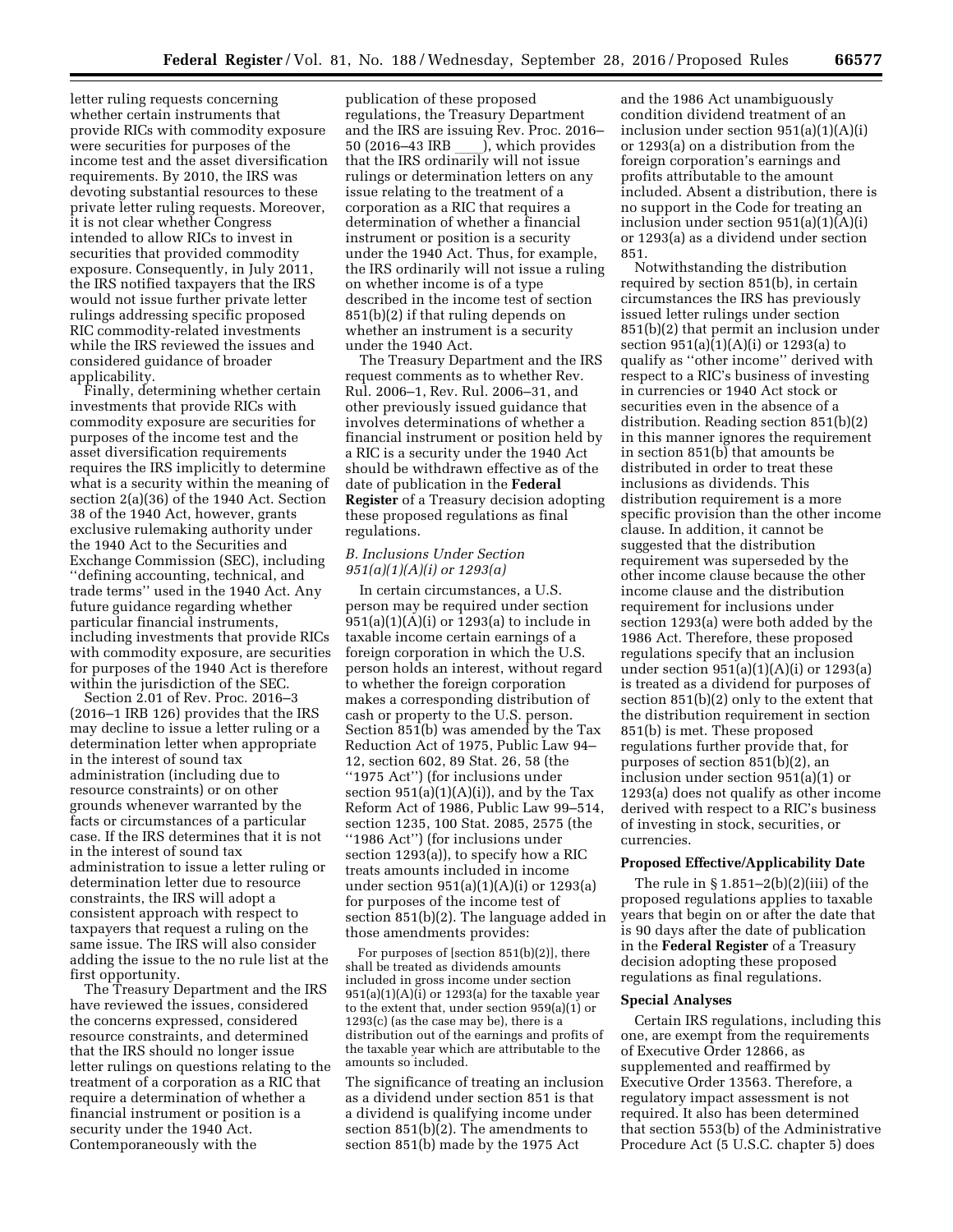letter ruling requests concerning whether certain instruments that provide RICs with commodity exposure were securities for purposes of the income test and the asset diversification requirements. By 2010, the IRS was devoting substantial resources to these private letter ruling requests. Moreover, it is not clear whether Congress intended to allow RICs to invest in securities that provided commodity exposure. Consequently, in July 2011, the IRS notified taxpayers that the IRS would not issue further private letter rulings addressing specific proposed RIC commodity-related investments while the IRS reviewed the issues and considered guidance of broader applicability.

Finally, determining whether certain investments that provide RICs with commodity exposure are securities for purposes of the income test and the asset diversification requirements requires the IRS implicitly to determine what is a security within the meaning of section 2(a)(36) of the 1940 Act. Section 38 of the 1940 Act, however, grants exclusive rulemaking authority under the 1940 Act to the Securities and Exchange Commission (SEC), including ''defining accounting, technical, and trade terms'' used in the 1940 Act. Any future guidance regarding whether particular financial instruments, including investments that provide RICs with commodity exposure, are securities for purposes of the 1940 Act is therefore within the jurisdiction of the SEC.

Section 2.01 of Rev. Proc. 2016–3 (2016–1 IRB 126) provides that the IRS may decline to issue a letter ruling or a determination letter when appropriate in the interest of sound tax administration (including due to resource constraints) or on other grounds whenever warranted by the facts or circumstances of a particular case. If the IRS determines that it is not in the interest of sound tax administration to issue a letter ruling or determination letter due to resource constraints, the IRS will adopt a consistent approach with respect to taxpayers that request a ruling on the same issue. The IRS will also consider adding the issue to the no rule list at the first opportunity.

The Treasury Department and the IRS have reviewed the issues, considered the concerns expressed, considered resource constraints, and determined that the IRS should no longer issue letter rulings on questions relating to the treatment of a corporation as a RIC that require a determination of whether a financial instrument or position is a security under the 1940 Act. Contemporaneously with the publication of these proposed regulations, the Treasury Department and the IRS are issuing Rev. Proc. 2016–50 (2016–43 IRB ____), which provides that the IRS ordinarily will not issue rulings or determination letters on any issue relating to the treatment of a corporation as a RIC that requires a determination of whether a financial instrument or position is a security under the 1940 Act. Thus, for example, the IRS ordinarily will not issue a ruling on whether income is of a type described in the income test of section 851(b)(2) if that ruling depends on whether an instrument is a security under the 1940 Act.

The Treasury Department and the IRS request comments as to whether Rev. Rul. 2006–1, Rev. Rul. 2006–31, and other previously issued guidance that involves determinations of whether a financial instrument or position held by a RIC is a security under the 1940 Act should be withdrawn effective as of the date of publication in the **Federal Register** of a Treasury decision adopting these proposed regulations as final regulations.

### *B. Inclusions Under Section 951(a)(1)(A)(i) or 1293(a)*

In certain circumstances, a U.S. person may be required under section 951(a)(1)(A)(i) or 1293(a) to include in taxable income certain earnings of a foreign corporation in which the U.S. person holds an interest, without regard to whether the foreign corporation makes a corresponding distribution of cash or property to the U.S. person. Section 851(b) was amended by the Tax Reduction Act of 1975, Public Law 94–12, section 602, 89 Stat. 26, 58 (the ''1975 Act'') (for inclusions under section 951(a)(1)(A)(i)), and by the Tax Reform Act of 1986, Public Law 99–514, section 1235, 100 Stat. 2085, 2575 (the ''1986 Act'') (for inclusions under section 1293(a)), to specify how a RIC treats amounts included in income under section 951(a)(1)(A)(i) or 1293(a) for purposes of the income test of section 851(b)(2). The language added in those amendments provides:

> For purposes of [section 851(b)(2)], there shall be treated as dividends amounts included in gross income under section 951(a)(1)(A)(i) or 1293(a) for the taxable year to the extent that, under section 959(a)(1) or 1293(c) (as the case may be), there is a distribution out of the earnings and profits of the taxable year which are attributable to the amounts so included.

The significance of treating an inclusion as a dividend under section 851 is that a dividend is qualifying income under section 851(b)(2). The amendments to section 851(b) made by the 1975 Act and the 1986 Act unambiguously condition dividend treatment of an inclusion under section 951(a)(1)(A)(i) or 1293(a) on a distribution from the foreign corporation's earnings and profits attributable to the amount included. Absent a distribution, there is no support in the Code for treating an inclusion under section 951(a)(1)(A)(i) or 1293(a) as a dividend under section 851.

Notwithstanding the distribution required by section 851(b), in certain circumstances the IRS has previously issued letter rulings under section 851(b)(2) that permit an inclusion under section 951(a)(1)(A)(i) or 1293(a) to qualify as ''other income'' derived with respect to a RIC's business of investing in currencies or 1940 Act stock or securities even in the absence of a distribution. Reading section 851(b)(2) in this manner ignores the requirement in section 851(b) that amounts be distributed in order to treat these inclusions as dividends. This distribution requirement is a more specific provision than the other income clause. In addition, it cannot be suggested that the distribution requirement was superseded by the other income clause because the other income clause and the distribution requirement for inclusions under section 1293(a) were both added by the 1986 Act. Therefore, these proposed regulations specify that an inclusion under section 951(a)(1)(A)(i) or 1293(a) is treated as a dividend for purposes of section 851(b)(2) only to the extent that the distribution requirement in section 851(b) is met. These proposed regulations further provide that, for purposes of section 851(b)(2), an inclusion under section 951(a)(1) or 1293(a) does not qualify as other income derived with respect to a RIC's business of investing in stock, securities, or currencies.

## Proposed Effective/Applicability Date

The rule in § 1.851–2(b)(2)(iii) of the proposed regulations applies to taxable years that begin on or after the date that is 90 days after the date of publication in the **Federal Register** of a Treasury decision adopting these proposed regulations as final regulations.

## Special Analyses

Certain IRS regulations, including this one, are exempt from the requirements of Executive Order 12866, as supplemented and reaffirmed by Executive Order 13563. Therefore, a regulatory impact assessment is not required. It also has been determined that section 553(b) of the Administrative Procedure Act (5 U.S.C. chapter 5) does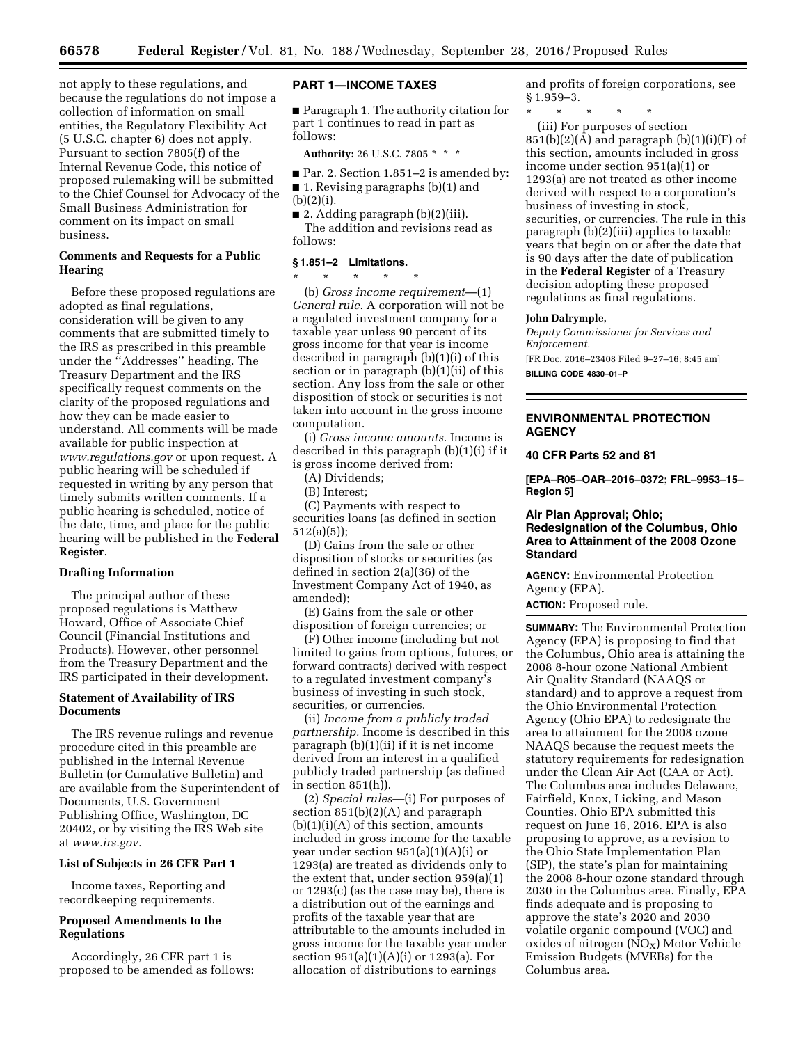not apply to these regulations, and because the regulations do not impose a collection of information on small entities, the Regulatory Flexibility Act (5 U.S.C. chapter 6) does not apply. Pursuant to section 7805(f) of the Internal Revenue Code, this notice of proposed rulemaking will be submitted to the Chief Counsel for Advocacy of the Small Business Administration for comment on its impact on small business.

### Comments and Requests for a Public Hearing

Before these proposed regulations are adopted as final regulations, consideration will be given to any comments that are submitted timely to the IRS as prescribed in this preamble under the ''Addresses'' heading. The Treasury Department and the IRS specifically request comments on the clarity of the proposed regulations and how they can be made easier to understand. All comments will be made available for public inspection at *www.regulations.gov* or upon request. A public hearing will be scheduled if requested in writing by any person that timely submits written comments. If a public hearing is scheduled, notice of the date, time, and place for the public hearing will be published in the **Federal Register**.

### Drafting Information

The principal author of these proposed regulations is Matthew Howard, Office of Associate Chief Council (Financial Institutions and Products). However, other personnel from the Treasury Department and the IRS participated in their development.

### Statement of Availability of IRS Documents

The IRS revenue rulings and revenue procedure cited in this preamble are published in the Internal Revenue Bulletin (or Cumulative Bulletin) and are available from the Superintendent of Documents, U.S. Government Publishing Office, Washington, DC 20402, or by visiting the IRS Web site at *www.irs.gov*.

### List of Subjects in 26 CFR Part 1

Income taxes, Reporting and recordkeeping requirements.

### Proposed Amendments to the Regulations

Accordingly, 26 CFR part 1 is proposed to be amended as follows:

## PART 1—INCOME TAXES

■ Paragraph 1. The authority citation for part 1 continues to read in part as follows:

**Authority:** 26 U.S.C. 7805 * * *

■ Par. 2. Section 1.851–2 is amended by:

■ 1. Revising paragraphs (b)(1) and (b)(2)(i).

■ 2. Adding paragraph (b)(2)(iii).

The addition and revisions read as follows:

### § 1.851–2 Limitations.

\* \* \* \* \*

(b) *Gross income requirement*—(1) *General rule.* A corporation will not be a regulated investment company for a taxable year unless 90 percent of its gross income for that year is income described in paragraph (b)(1)(i) of this section or in paragraph (b)(1)(ii) of this section. Any loss from the sale or other disposition of stock or securities is not taken into account in the gross income computation.

(i) *Gross income amounts.* Income is described in this paragraph (b)(1)(i) if it is gross income derived from:

(A) Dividends;

(B) Interest;

(C) Payments with respect to securities loans (as defined in section 512(a)(5));

(D) Gains from the sale or other disposition of stocks or securities (as defined in section 2(a)(36) of the Investment Company Act of 1940, as amended);

(E) Gains from the sale or other disposition of foreign currencies; or

(F) Other income (including but not limited to gains from options, futures, or forward contracts) derived with respect to a regulated investment company's business of investing in such stock, securities, or currencies.

(ii) *Income from a publicly traded partnership.* Income is described in this paragraph (b)(1)(ii) if it is net income derived from an interest in a qualified publicly traded partnership (as defined in section 851(h)).

(2) *Special rules*—(i) For purposes of section 851(b)(2)(A) and paragraph (b)(1)(i)(A) of this section, amounts included in gross income for the taxable year under section 951(a)(1)(A)(i) or 1293(a) are treated as dividends only to the extent that, under section 959(a)(1) or 1293(c) (as the case may be), there is a distribution out of the earnings and profits of the taxable year that are attributable to the amounts included in gross income for the taxable year under section 951(a)(1)(A)(i) or 1293(a). For allocation of distributions to earnings and profits of foreign corporations, see § 1.959–3.

\* \* \* \* \*

(iii) For purposes of section 851(b)(2)(A) and paragraph (b)(1)(i)(F) of this section, amounts included in gross income under section 951(a)(1) or 1293(a) are not treated as other income derived with respect to a corporation's business of investing in stock, securities, or currencies. The rule in this paragraph (b)(2)(iii) applies to taxable years that begin on or after the date that is 90 days after the date of publication in the **Federal Register** of a Treasury decision adopting these proposed regulations as final regulations.

**John Dalrymple,**

*Deputy Commissioner for Services and Enforcement.*

[FR Doc. 2016–23408 Filed 9–27–16; 8:45 am]

**BILLING CODE 4830–01–P**

## ENVIRONMENTAL PROTECTION AGENCY

### 40 CFR Parts 52 and 81

**[EPA–R05–OAR–2016–0372; FRL–9953–15–Region 5]**

### Air Plan Approval; Ohio; Redesignation of the Columbus, Ohio Area to Attainment of the 2008 Ozone Standard

**AGENCY:** Environmental Protection Agency (EPA).

**ACTION:** Proposed rule.

**SUMMARY:** The Environmental Protection Agency (EPA) is proposing to find that the Columbus, Ohio area is attaining the 2008 8-hour ozone National Ambient Air Quality Standard (NAAQS or standard) and to approve a request from the Ohio Environmental Protection Agency (Ohio EPA) to redesignate the area to attainment for the 2008 ozone NAAQS because the request meets the statutory requirements for redesignation under the Clean Air Act (CAA or Act). The Columbus area includes Delaware, Fairfield, Knox, Licking, and Mason Counties. Ohio EPA submitted this request on June 16, 2016. EPA is also proposing to approve, as a revision to the Ohio State Implementation Plan (SIP), the state's plan for maintaining the 2008 8-hour ozone standard through 2030 in the Columbus area. Finally, EPA finds adequate and is proposing to approve the state's 2020 and 2030 volatile organic compound (VOC) and oxides of nitrogen ($NO_X$) Motor Vehicle Emission Budgets (MVEBs) for the Columbus area.